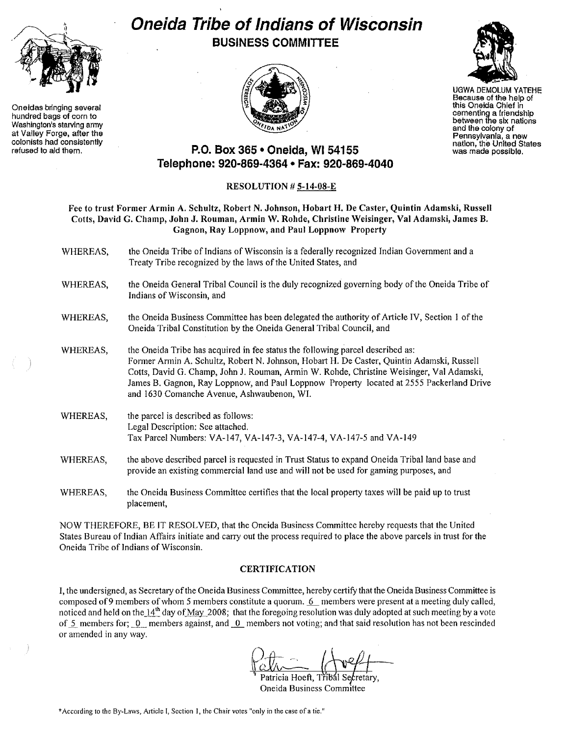# Oneida Tribe of Indians of Wisconsin

## BUSINESS COMMITTEE

Oneidas bringing several hundred bags of corn to Washington's starving army at Valley Forge, after the colonists had consistently refused to aid them.

UGWA DEMOLUM YATEHE
Because of the help of this Oneida Chief in cementing a friendship between the six nations and the colony of Pennsylvania, a new nation, the United States was made possible.

**P.O. Box 365 • Oneida, WI 54155**
**Telephone: 920-869-4364 • Fax: 920-869-4040**

**RESOLUTION # 5-14-08-E**

**Fee to trust Former Armin A. Schultz, Robert N. Johnson, Hobart H. De Caster, Quintin Adamski, Russell Cotts, David G. Champ, John J. Rouman, Armin W. Rohde, Christine Weisinger, Val Adamski, James B. Gagnon, Ray Loppnow, and Paul Loppnow Property**

WHEREAS, the Oneida Tribe of Indians of Wisconsin is a federally recognized Indian Government and a Treaty Tribe recognized by the laws of the United States, and

WHEREAS, the Oneida General Tribal Council is the duly recognized governing body of the Oneida Tribe of Indians of Wisconsin, and

WHEREAS, the Oneida Business Committee has been delegated the authority of Article IV, Section 1 of the Oneida Tribal Constitution by the Oneida General Tribal Council, and

WHEREAS, the Oneida Tribe has acquired in fee status the following parcel described as: Former Armin A. Schultz, Robert N. Johnson, Hobart H. De Caster, Quintin Adamski, Russell Cotts, David G. Champ, John J. Rouman, Armin W. Rohde, Christine Weisinger, Val Adamski, James B. Gagnon, Ray Loppnow, and Paul Loppnow Property located at 2555 Packerland Drive and 1630 Comanche Avenue, Ashwaubenon, WI.

WHEREAS, the parcel is described as follows:
Legal Description: See attached.
Tax Parcel Numbers: VA-147, VA-147-3, VA-147-4, VA-147-5 and VA-149

WHEREAS, the above described parcel is requested in Trust Status to expand Oneida Tribal land base and provide an existing commercial land use and will not be used for gaming purposes, and

WHEREAS, the Oneida Business Committee certifies that the local property taxes will be paid up to trust placement,

NOW THEREFORE, BE IT RESOLVED, that the Oneida Business Committee hereby requests that the United States Bureau of Indian Affairs initiate and carry out the process required to place the above parcels in trust for the Oneida Tribe of Indians of Wisconsin.

### CERTIFICATION

I, the undersigned, as Secretary of the Oneida Business Committee, hereby certify that the Oneida Business Committee is composed of 9 members of whom 5 members constitute a quorum. 6 members were present at a meeting duly called, noticed and held on the 14th day of May 2008; that the foregoing resolution was duly adopted at such meeting by a vote of 5 members for; 0 members against, and 0 members not voting; and that said resolution has not been rescinded or amended in any way.

Patricia Hoeft, Tribal Secretary,
Oneida Business Committee

*According to the By-Laws, Article I, Section 1, the Chair votes "only in the case of a tie."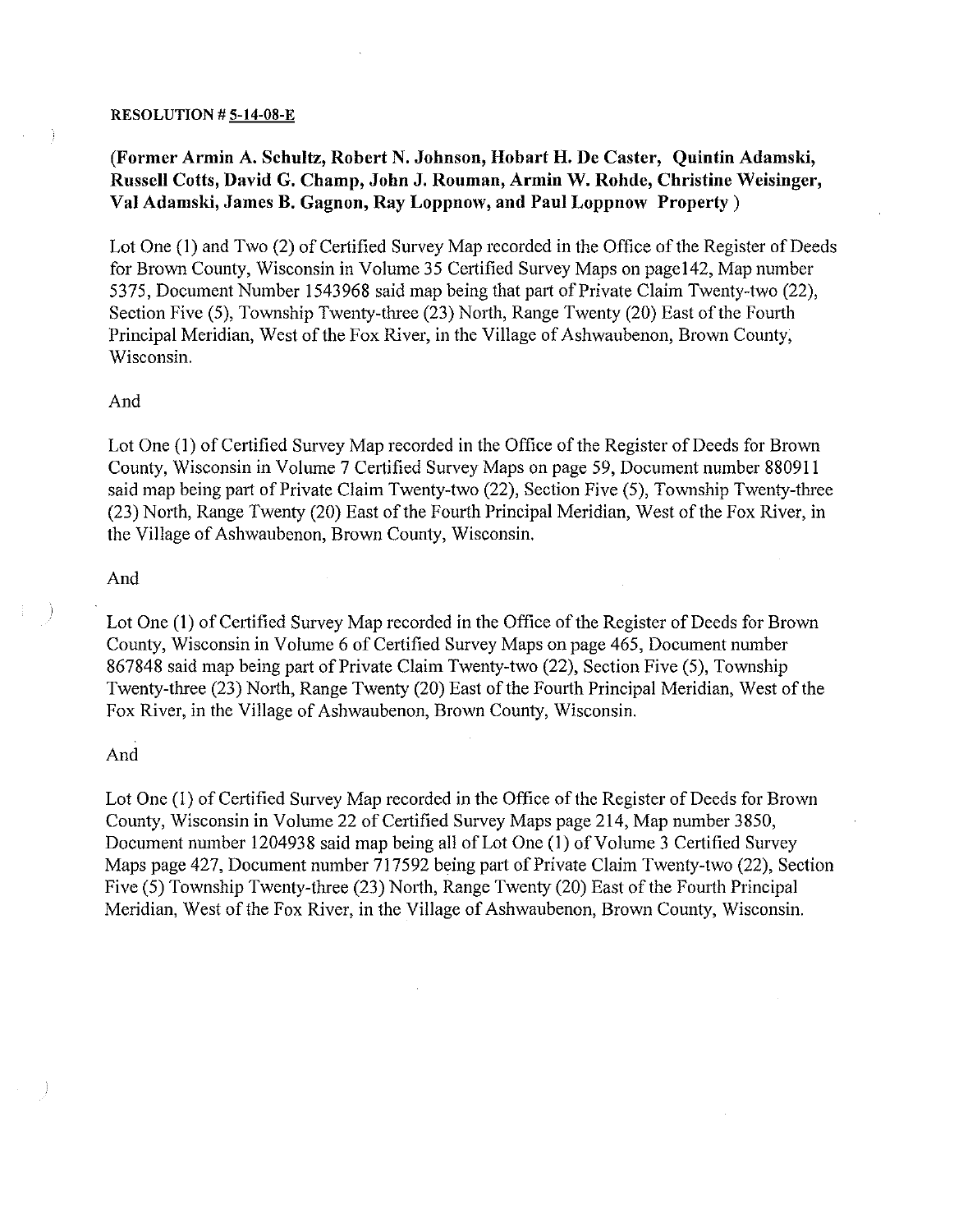**RESOLUTION # 5-14-08-E**

**(Former Armin A. Schultz, Robert N. Johnson, Hobart H. De Caster, Quintin Adamski, Russell Cotts, David G. Champ, John J. Rouman, Armin W. Rohde, Christine Weisinger, Val Adamski, James B. Gagnon, Ray Loppnow, and Paul Loppnow Property )**

Lot One (1) and Two (2) of Certified Survey Map recorded in the Office of the Register of Deeds for Brown County, Wisconsin in Volume 35 Certified Survey Maps on page142, Map number 5375, Document Number 1543968 said map being that part of Private Claim Twenty-two (22), Section Five (5), Township Twenty-three (23) North, Range Twenty (20) East of the Fourth Principal Meridian, West of the Fox River, in the Village of Ashwaubenon, Brown County, Wisconsin.

And

Lot One (1) of Certified Survey Map recorded in the Office of the Register of Deeds for Brown County, Wisconsin in Volume 7 Certified Survey Maps on page 59, Document number 880911 said map being part of Private Claim Twenty-two (22), Section Five (5), Township Twenty-three (23) North, Range Twenty (20) East of the Fourth Principal Meridian, West of the Fox River, in the Village of Ashwaubenon, Brown County, Wisconsin.

And

Lot One (1) of Certified Survey Map recorded in the Office of the Register of Deeds for Brown County, Wisconsin in Volume 6 of Certified Survey Maps on page 465, Document number 867848 said map being part of Private Claim Twenty-two (22), Section Five (5), Township Twenty-three (23) North, Range Twenty (20) East of the Fourth Principal Meridian, West of the Fox River, in the Village of Ashwaubenon, Brown County, Wisconsin.

And

Lot One (1) of Certified Survey Map recorded in the Office of the Register of Deeds for Brown County, Wisconsin in Volume 22 of Certified Survey Maps page 214, Map number 3850, Document number 1204938 said map being all of Lot One (1) of Volume 3 Certified Survey Maps page 427, Document number 717592 being part of Private Claim Twenty-two (22), Section Five (5) Township Twenty-three (23) North, Range Twenty (20) East of the Fourth Principal Meridian, West of the Fox River, in the Village of Ashwaubenon, Brown County, Wisconsin.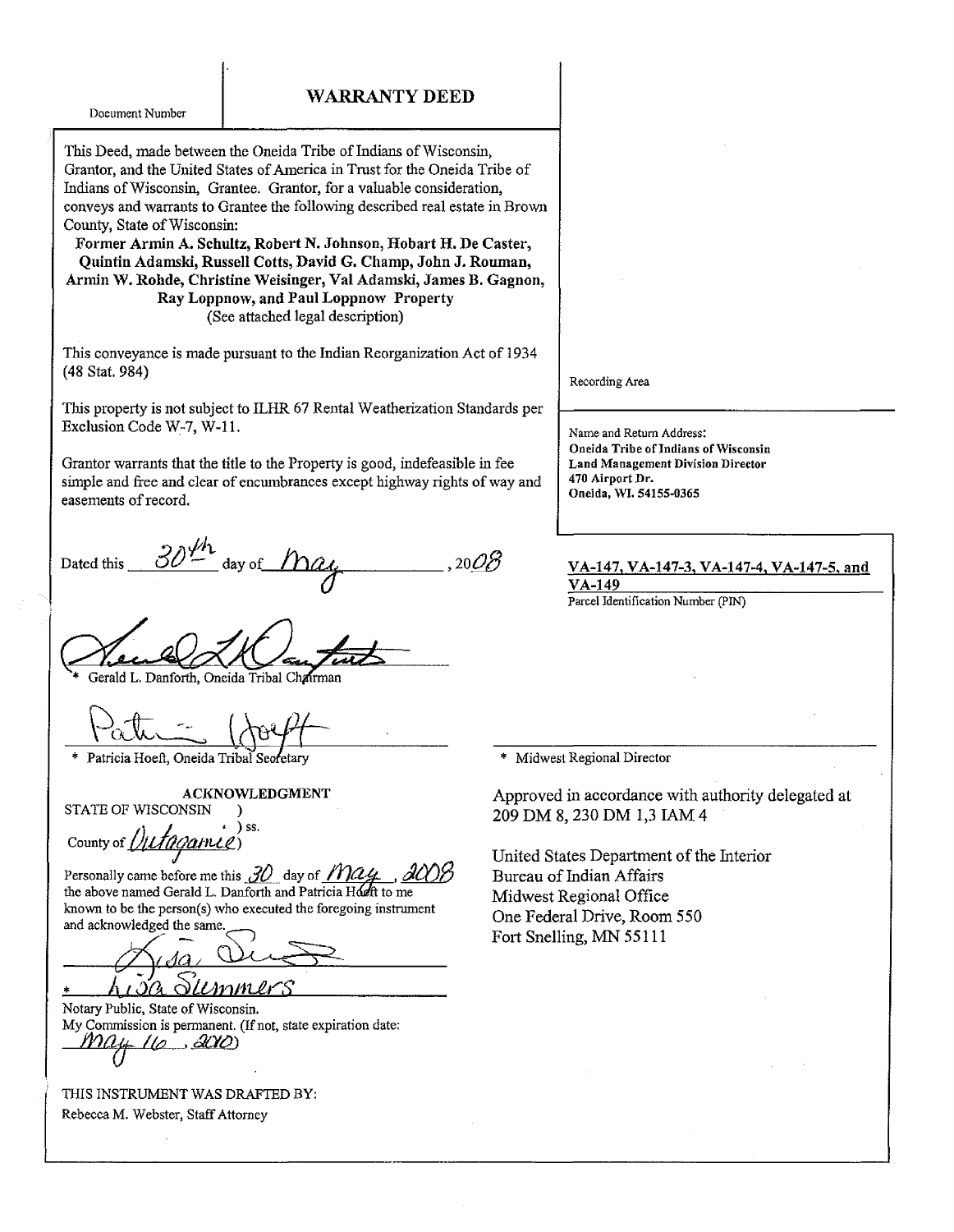Document Number

# WARRANTY DEED

This Deed, made between the Oneida Tribe of Indians of Wisconsin, Grantor, and the United States of America in Trust for the Oneida Tribe of Indians of Wisconsin, Grantee. Grantor, for a valuable consideration, conveys and warrants to Grantee the following described real estate in Brown County, State of Wisconsin:

**Former Armin A. Schultz, Robert N. Johnson, Hobart H. De Caster, Quintin Adamski, Russell Cotts, David G. Champ, John J. Rouman, Armin W. Rohde, Christine Weisinger, Val Adamski, James B. Gagnon, Ray Loppnow, and Paul Loppnow Property**
(See attached legal description)

This conveyance is made pursuant to the Indian Reorganization Act of 1934 (48 Stat. 984)

This property is not subject to ILHR 67 Rental Weatherization Standards per Exclusion Code W-7, W-11.

Grantor warrants that the title to the Property is good, indefeasible in fee simple and free and clear of encumbrances except highway rights of way and easements of record.

Recording Area

Name and Return Address:
**Oneida Tribe of Indians of Wisconsin**
**Land Management Division Director**
**470 Airport Dr.**
**Oneida, WI. 54155-0365**

**VA-147, VA-147-3, VA-147-4, VA-147-5, and VA-149**
Parcel Identification Number (PIN)

Dated this 30th day of May, 2008

\* Gerald L. Danforth, Oneida Tribal Chairman

\* Patricia Hoeft, Oneida Tribal Secretary

\* Midwest Regional Director

Approved in accordance with authority delegated at 209 DM 8, 230 DM 1,3 IAM 4

United States Department of the Interior
Bureau of Indian Affairs
Midwest Regional Office
One Federal Drive, Room 550
Fort Snelling, MN 55111

## ACKNOWLEDGMENT

STATE OF WISCONSIN )
) ss.
County of Outagamie )

Personally came before me this 30 day of May, 2008 the above named Gerald L. Danforth and Patricia Hoeft to me known to be the person(s) who executed the foregoing instrument and acknowledged the same.

\* Lisa Summers
Notary Public, State of Wisconsin.
My Commission is permanent. (If not, state expiration date: May 16, 2010)

THIS INSTRUMENT WAS DRAFTED BY:
Rebecca M. Webster, Staff Attorney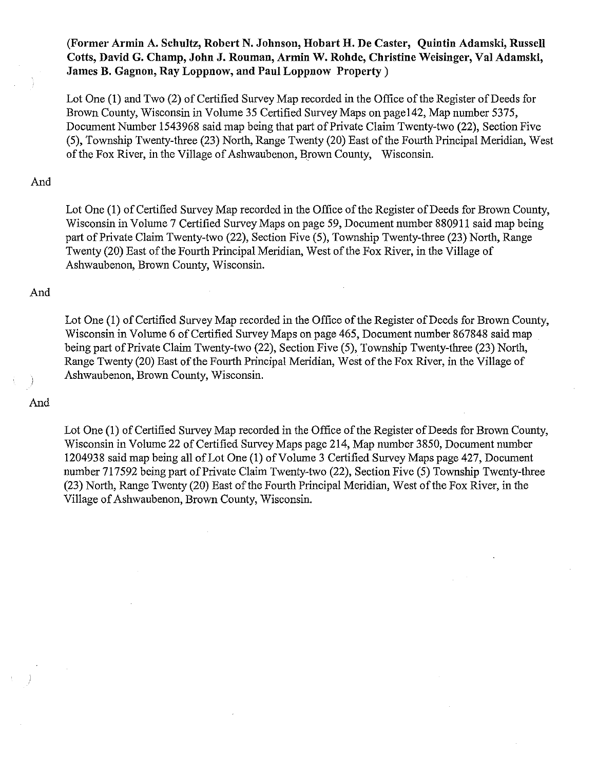**(Former Armin A. Schultz, Robert N. Johnson, Hobart H. De Caster, Quintin Adamski, Russell Cotts, David G. Champ, John J. Rouman, Armin W. Rohde, Christine Weisinger, Val Adamski, James B. Gagnon, Ray Loppnow, and Paul Loppnow Property )**

Lot One (1) and Two (2) of Certified Survey Map recorded in the Office of the Register of Deeds for Brown County, Wisconsin in Volume 35 Certified Survey Maps on page142, Map number 5375, Document Number 1543968 said map being that part of Private Claim Twenty-two (22), Section Five (5), Township Twenty-three (23) North, Range Twenty (20) East of the Fourth Principal Meridian, West of the Fox River, in the Village of Ashwaubenon, Brown County, Wisconsin.

And

Lot One (1) of Certified Survey Map recorded in the Office of the Register of Deeds for Brown County, Wisconsin in Volume 7 Certified Survey Maps on page 59, Document number 880911 said map being part of Private Claim Twenty-two (22), Section Five (5), Township Twenty-three (23) North, Range Twenty (20) East of the Fourth Principal Meridian, West of the Fox River, in the Village of Ashwaubenon, Brown County, Wisconsin.

And

Lot One (1) of Certified Survey Map recorded in the Office of the Register of Deeds for Brown County, Wisconsin in Volume 6 of Certified Survey Maps on page 465, Document number 867848 said map being part of Private Claim Twenty-two (22), Section Five (5), Township Twenty-three (23) North, Range Twenty (20) East of the Fourth Principal Meridian, West of the Fox River, in the Village of Ashwaubenon, Brown County, Wisconsin.

And

Lot One (1) of Certified Survey Map recorded in the Office of the Register of Deeds for Brown County, Wisconsin in Volume 22 of Certified Survey Maps page 214, Map number 3850, Document number 1204938 said map being all of Lot One (1) of Volume 3 Certified Survey Maps page 427, Document number 717592 being part of Private Claim Twenty-two (22), Section Five (5) Township Twenty-three (23) North, Range Twenty (20) East of the Fourth Principal Meridian, West of the Fox River, in the Village of Ashwaubenon, Brown County, Wisconsin.